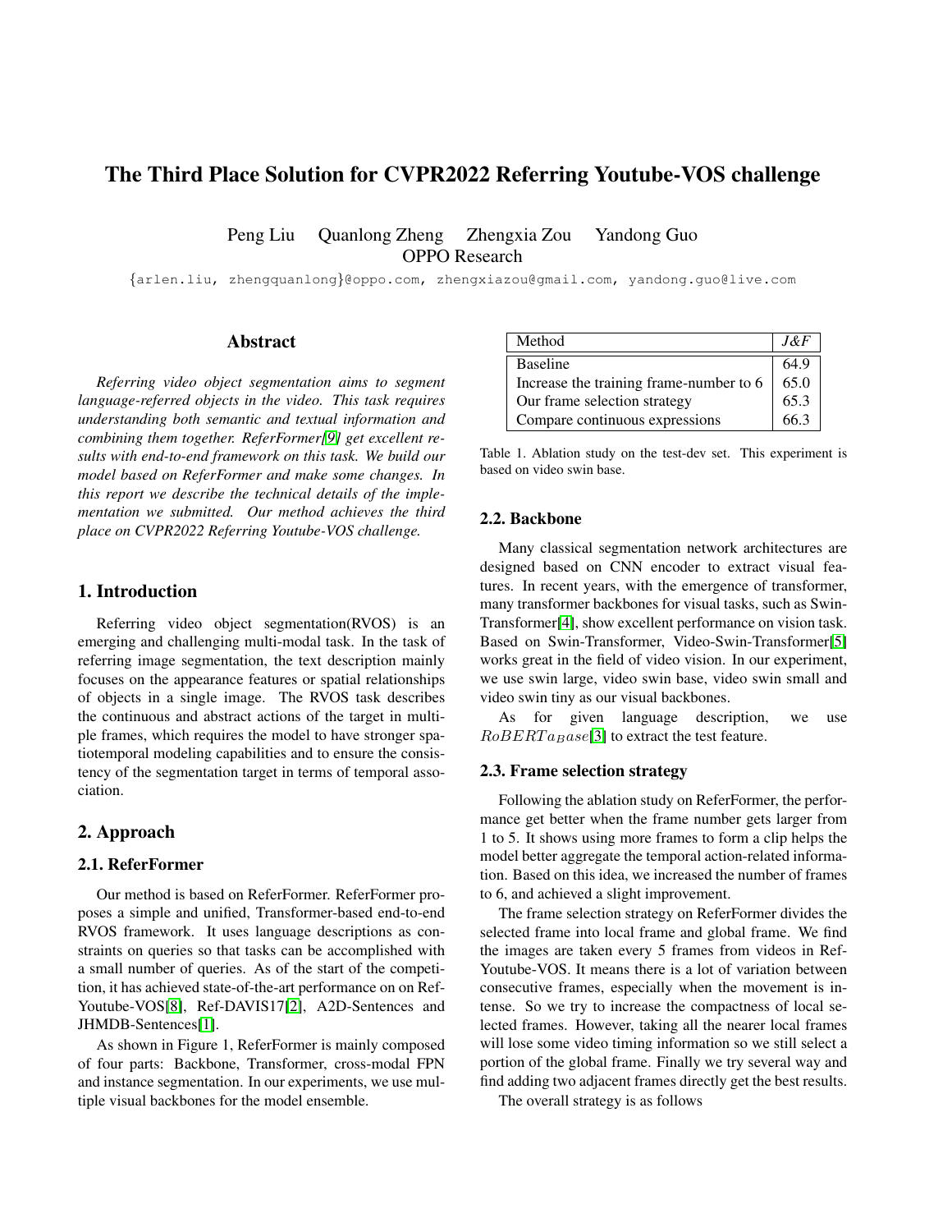# The Third Place Solution for CVPR2022 Referring Youtube-VOS challenge

Peng Liu   Quanlong Zheng   Zhengxia Zou   Yandong Guo
OPPO Research

{arlen.liu, zhengquanlong}@oppo.com, zhengxiazou@gmail.com, yandong.guo@live.com

## Abstract

*Referring video object segmentation aims to segment language-referred objects in the video. This task requires understanding both semantic and textual information and combining them together. ReferFormer[9] get excellent results with end-to-end framework on this task. We build our model based on ReferFormer and make some changes. In this report we describe the technical details of the implementation we submitted. Our method achieves the third place on CVPR2022 Referring Youtube-VOS challenge.*

## 1. Introduction

Referring video object segmentation(RVOS) is an emerging and challenging multi-modal task. In the task of referring image segmentation, the text description mainly focuses on the appearance features or spatial relationships of objects in a single image. The RVOS task describes the continuous and abstract actions of the target in multiple frames, which requires the model to have stronger spatiotemporal modeling capabilities and to ensure the consistency of the segmentation target in terms of temporal association.

## 2. Approach

### 2.1. ReferFormer

Our method is based on ReferFormer. ReferFormer proposes a simple and unified, Transformer-based end-to-end RVOS framework. It uses language descriptions as constraints on queries so that tasks can be accomplished with a small number of queries. As of the start of the competition, it has achieved state-of-the-art performance on on Ref-Youtube-VOS[8], Ref-DAVIS17[2], A2D-Sentences and JHMDB-Sentences[1].

As shown in Figure 1, ReferFormer is mainly composed of four parts: Backbone, Transformer, cross-modal FPN and instance segmentation. In our experiments, we use multiple visual backbones for the model ensemble.

| Method | *J&F* |
|---|---|
| Baseline | 64.9 |
| Increase the training frame-number to 6 | 65.0 |
| Our frame selection strategy | 65.3 |
| Compare continuous expressions | 66.3 |

Table 1. Ablation study on the test-dev set. This experiment is based on video swin base.

### 2.2. Backbone

Many classical segmentation network architectures are designed based on CNN encoder to extract visual features. In recent years, with the emergence of transformer, many transformer backbones for visual tasks, such as Swin-Transformer[4], show excellent performance on vision task. Based on Swin-Transformer, Video-Swin-Transformer[5] works great in the field of video vision. In our experiment, we use swin large, video swin base, video swin small and video swin tiny as our visual backbones.

As for given language description, we use $RoBERTa_{B}ase$[3] to extract the test feature.

### 2.3. Frame selection strategy

Following the ablation study on ReferFormer, the performance get better when the frame number gets larger from 1 to 5. It shows using more frames to form a clip helps the model better aggregate the temporal action-related information. Based on this idea, we increased the number of frames to 6, and achieved a slight improvement.

The frame selection strategy on ReferFormer divides the selected frame into local frame and global frame. We find the images are taken every 5 frames from videos in Ref-Youtube-VOS. It means there is a lot of variation between consecutive frames, especially when the movement is intense. So we try to increase the compactness of local selected frames. However, taking all the nearer local frames will lose some video timing information so we still select a portion of the global frame. Finally we try several way and find adding two adjacent frames directly get the best results.

The overall strategy is as follows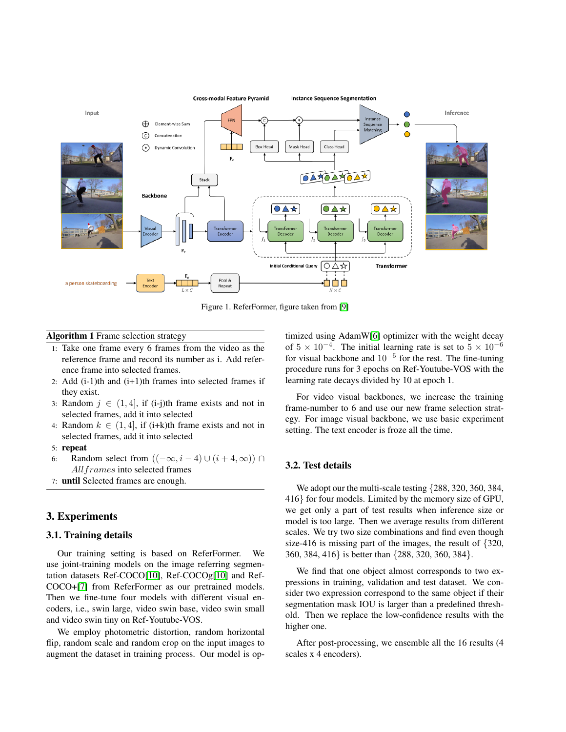Figure 1. ReferFormer, figure taken from [9]

**Algorithm 1** Frame selection strategy

1: Take one frame every 6 frames from the video as the reference frame and record its number as i. Add reference frame into selected frames.
2: Add (i-1)th and (i+1)th frames into selected frames if they exist.
3: Random $j \in (1, 4]$, if (i-j)th frame exists and not in selected frames, add it into selected
4: Random $k \in (1, 4]$, if (i+k)th frame exists and not in selected frames, add it into selected
5: **repeat**
6: Random select from $((-\infty, i-4) \cup (i+4, \infty)) \cap Allframes$ into selected frames
7: **until** Selected frames are enough.

## 3. Experiments

### 3.1. Training details

Our training setting is based on ReferFormer. We use joint-training models on the image referring segmentation datasets Ref-COCO[10], Ref-COCOg[10] and Ref-COCO+[7] from ReferFormer as our pretrained models. Then we fine-tune four models with different visual encoders, i.e., swin large, video swin base, video swin small and video swin tiny on Ref-Youtube-VOS.

We employ photometric distortion, random horizontal flip, random scale and random crop on the input images to augment the dataset in training process. Our model is optimized using AdamW[6] optimizer with the weight decay of $5 \times 10^{-4}$. The initial learning rate is set to $5 \times 10^{-6}$ for visual backbone and $10^{-5}$ for the rest. The fine-tuning procedure runs for 3 epochs on Ref-Youtube-VOS with the learning rate decays divided by 10 at epoch 1.

For video visual backbones, we increase the training frame-number to 6 and use our new frame selection strategy. For image visual backbone, we use basic experiment setting. The text encoder is froze all the time.

### 3.2. Test details

We adopt our the multi-scale testing {288, 320, 360, 384, 416} for four models. Limited by the memory size of GPU, we get only a part of test results when inference size or model is too large. Then we average results from different scales. We try two size combinations and find even though size-416 is missing part of the images, the result of {320, 360, 384, 416} is better than {288, 320, 360, 384}.

We find that one object almost corresponds to two expressions in training, validation and test dataset. We consider two expression correspond to the same object if their segmentation mask IOU is larger than a predefined threshold. Then we replace the low-confidence results with the higher one.

After post-processing, we ensemble all the 16 results (4 scales x 4 encoders).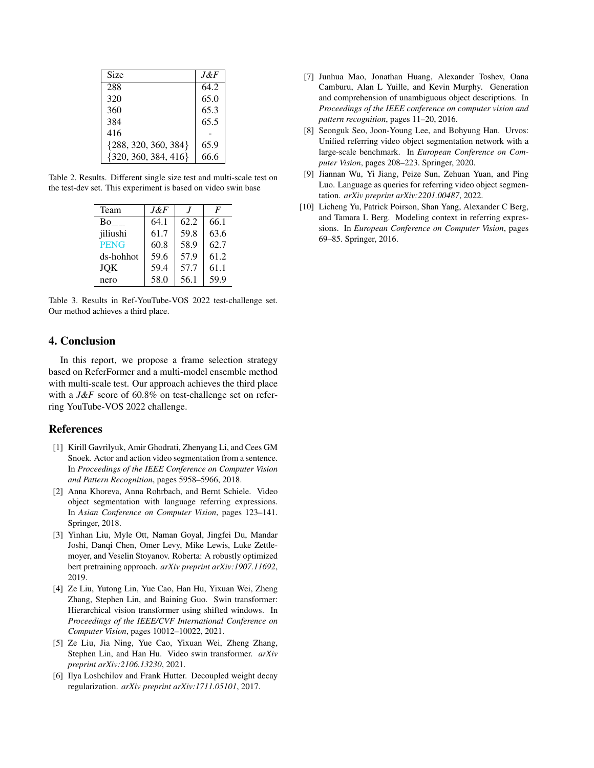| Size | *J&F* |
|---|---|
| 288 | 64.2 |
| 320 | 65.0 |
| 360 | 65.3 |
| 384 | 65.5 |
| 416 | - |
| {288, 320, 360, 384} | 65.9 |
| {320, 360, 384, 416} | 66.6 |

Table 2. Results. Different single size test and multi-scale test on the test-dev set. This experiment is based on video swin base

| Team | *J&F* | *J* | *F* |
|---|---|---|---|
| Bo____ | 64.1 | 62.2 | 66.1 |
| jiliushi | 61.7 | 59.8 | 63.6 |
| PENG | 60.8 | 58.9 | 62.7 |
| ds-hohhot | 59.6 | 57.9 | 61.2 |
| JQK | 59.4 | 57.7 | 61.1 |
| nero | 58.0 | 56.1 | 59.9 |

Table 3. Results in Ref-YouTube-VOS 2022 test-challenge set. Our method achieves a third place.

## 4. Conclusion

In this report, we propose a frame selection strategy based on ReferFormer and a multi-model ensemble method with multi-scale test. Our approach achieves the third place with a *J&F* score of 60.8% on test-challenge set on referring YouTube-VOS 2022 challenge.

## References

[1] Kirill Gavrilyuk, Amir Ghodrati, Zhenyang Li, and Cees GM Snoek. Actor and action video segmentation from a sentence. In *Proceedings of the IEEE Conference on Computer Vision and Pattern Recognition*, pages 5958–5966, 2018.

[2] Anna Khoreva, Anna Rohrbach, and Bernt Schiele. Video object segmentation with language referring expressions. In *Asian Conference on Computer Vision*, pages 123–141. Springer, 2018.

[3] Yinhan Liu, Myle Ott, Naman Goyal, Jingfei Du, Mandar Joshi, Danqi Chen, Omer Levy, Mike Lewis, Luke Zettlemoyer, and Veselin Stoyanov. Roberta: A robustly optimized bert pretraining approach. *arXiv preprint arXiv:1907.11692*, 2019.

[4] Ze Liu, Yutong Lin, Yue Cao, Han Hu, Yixuan Wei, Zheng Zhang, Stephen Lin, and Baining Guo. Swin transformer: Hierarchical vision transformer using shifted windows. In *Proceedings of the IEEE/CVF International Conference on Computer Vision*, pages 10012–10022, 2021.

[5] Ze Liu, Jia Ning, Yue Cao, Yixuan Wei, Zheng Zhang, Stephen Lin, and Han Hu. Video swin transformer. *arXiv preprint arXiv:2106.13230*, 2021.

[6] Ilya Loshchilov and Frank Hutter. Decoupled weight decay regularization. *arXiv preprint arXiv:1711.05101*, 2017.

[7] Junhua Mao, Jonathan Huang, Alexander Toshev, Oana Camburu, Alan L Yuille, and Kevin Murphy. Generation and comprehension of unambiguous object descriptions. In *Proceedings of the IEEE conference on computer vision and pattern recognition*, pages 11–20, 2016.

[8] Seonguk Seo, Joon-Young Lee, and Bohyung Han. Urvos: Unified referring video object segmentation network with a large-scale benchmark. In *European Conference on Computer Vision*, pages 208–223. Springer, 2020.

[9] Jiannan Wu, Yi Jiang, Peize Sun, Zehuan Yuan, and Ping Luo. Language as queries for referring video object segmentation. *arXiv preprint arXiv:2201.00487*, 2022.

[10] Licheng Yu, Patrick Poirson, Shan Yang, Alexander C Berg, and Tamara L Berg. Modeling context in referring expressions. In *European Conference on Computer Vision*, pages 69–85. Springer, 2016.